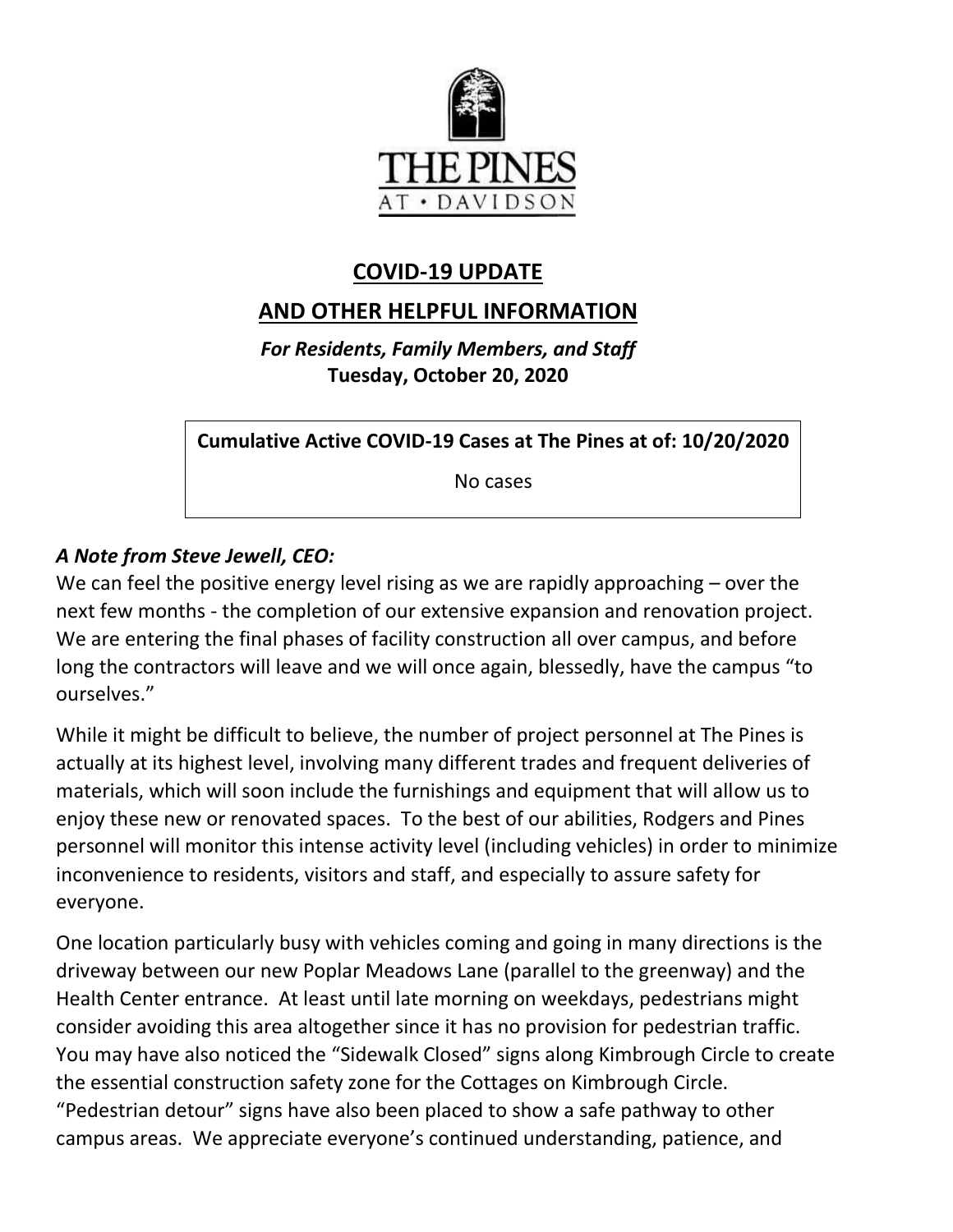THE PINES
AT • DAVIDSON

# COVID-19 UPDATE

## AND OTHER HELPFUL INFORMATION

***For Residents, Family Members, and Staff***
**Tuesday, October 20, 2020**

| **Cumulative Active COVID-19 Cases at The Pines at of: 10/20/2020** |
| --- |
| No cases |

### *A Note from Steve Jewell, CEO:*

We can feel the positive energy level rising as we are rapidly approaching – over the next few months - the completion of our extensive expansion and renovation project. We are entering the final phases of facility construction all over campus, and before long the contractors will leave and we will once again, blessedly, have the campus "to ourselves."

While it might be difficult to believe, the number of project personnel at The Pines is actually at its highest level, involving many different trades and frequent deliveries of materials, which will soon include the furnishings and equipment that will allow us to enjoy these new or renovated spaces. To the best of our abilities, Rodgers and Pines personnel will monitor this intense activity level (including vehicles) in order to minimize inconvenience to residents, visitors and staff, and especially to assure safety for everyone.

One location particularly busy with vehicles coming and going in many directions is the driveway between our new Poplar Meadows Lane (parallel to the greenway) and the Health Center entrance. At least until late morning on weekdays, pedestrians might consider avoiding this area altogether since it has no provision for pedestrian traffic. You may have also noticed the "Sidewalk Closed" signs along Kimbrough Circle to create the essential construction safety zone for the Cottages on Kimbrough Circle. "Pedestrian detour" signs have also been placed to show a safe pathway to other campus areas. We appreciate everyone's continued understanding, patience, and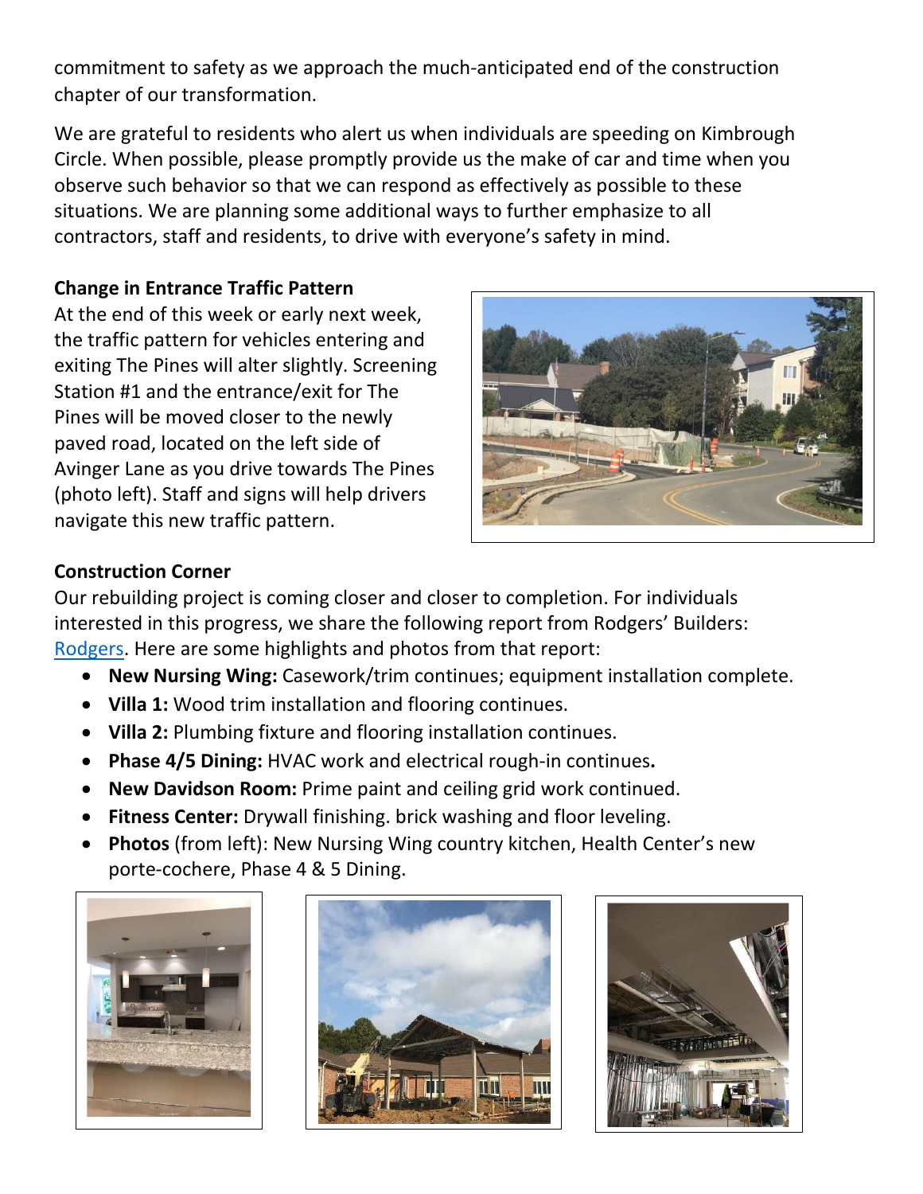commitment to safety as we approach the much-anticipated end of the construction chapter of our transformation.

We are grateful to residents who alert us when individuals are speeding on Kimbrough Circle. When possible, please promptly provide us the make of car and time when you observe such behavior so that we can respond as effectively as possible to these situations. We are planning some additional ways to further emphasize to all contractors, staff and residents, to drive with everyone's safety in mind.

**Change in Entrance Traffic Pattern**

At the end of this week or early next week, the traffic pattern for vehicles entering and exiting The Pines will alter slightly. Screening Station #1 and the entrance/exit for The Pines will be moved closer to the newly paved road, located on the left side of Avinger Lane as you drive towards The Pines (photo left). Staff and signs will help drivers navigate this new traffic pattern.

**Construction Corner**

Our rebuilding project is coming closer and closer to completion. For individuals interested in this progress, we share the following report from Rodgers' Builders: Rodgers. Here are some highlights and photos from that report:

- **New Nursing Wing:** Casework/trim continues; equipment installation complete.
- **Villa 1:** Wood trim installation and flooring continues.
- **Villa 2:** Plumbing fixture and flooring installation continues.
- **Phase 4/5 Dining:** HVAC work and electrical rough-in continues**.**
- **New Davidson Room:** Prime paint and ceiling grid work continued.
- **Fitness Center:** Drywall finishing. brick washing and floor leveling.
- **Photos** (from left): New Nursing Wing country kitchen, Health Center's new porte-cochere, Phase 4 & 5 Dining.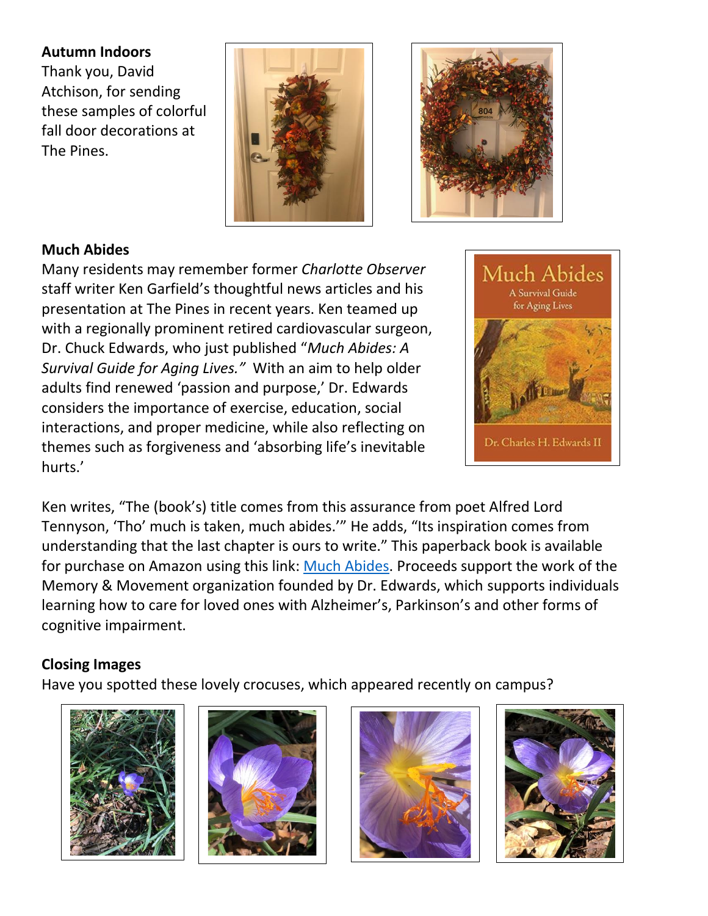**Autumn Indoors**
Thank you, David Atchison, for sending these samples of colorful fall door decorations at The Pines.

**Much Abides**
Many residents may remember former *Charlotte Observer* staff writer Ken Garfield's thoughtful news articles and his presentation at The Pines in recent years. Ken teamed up with a regionally prominent retired cardiovascular surgeon, Dr. Chuck Edwards, who just published "*Much Abides: A Survival Guide for Aging Lives.*" With an aim to help older adults find renewed 'passion and purpose,' Dr. Edwards considers the importance of exercise, education, social interactions, and proper medicine, while also reflecting on themes such as forgiveness and 'absorbing life's inevitable hurts.'

Ken writes, "The (book's) title comes from this assurance from poet Alfred Lord Tennyson, 'Tho' much is taken, much abides.'" He adds, "Its inspiration comes from understanding that the last chapter is ours to write." This paperback book is available for purchase on Amazon using this link: Much Abides. Proceeds support the work of the Memory & Movement organization founded by Dr. Edwards, which supports individuals learning how to care for loved ones with Alzheimer's, Parkinson's and other forms of cognitive impairment.

**Closing Images**
Have you spotted these lovely crocuses, which appeared recently on campus?